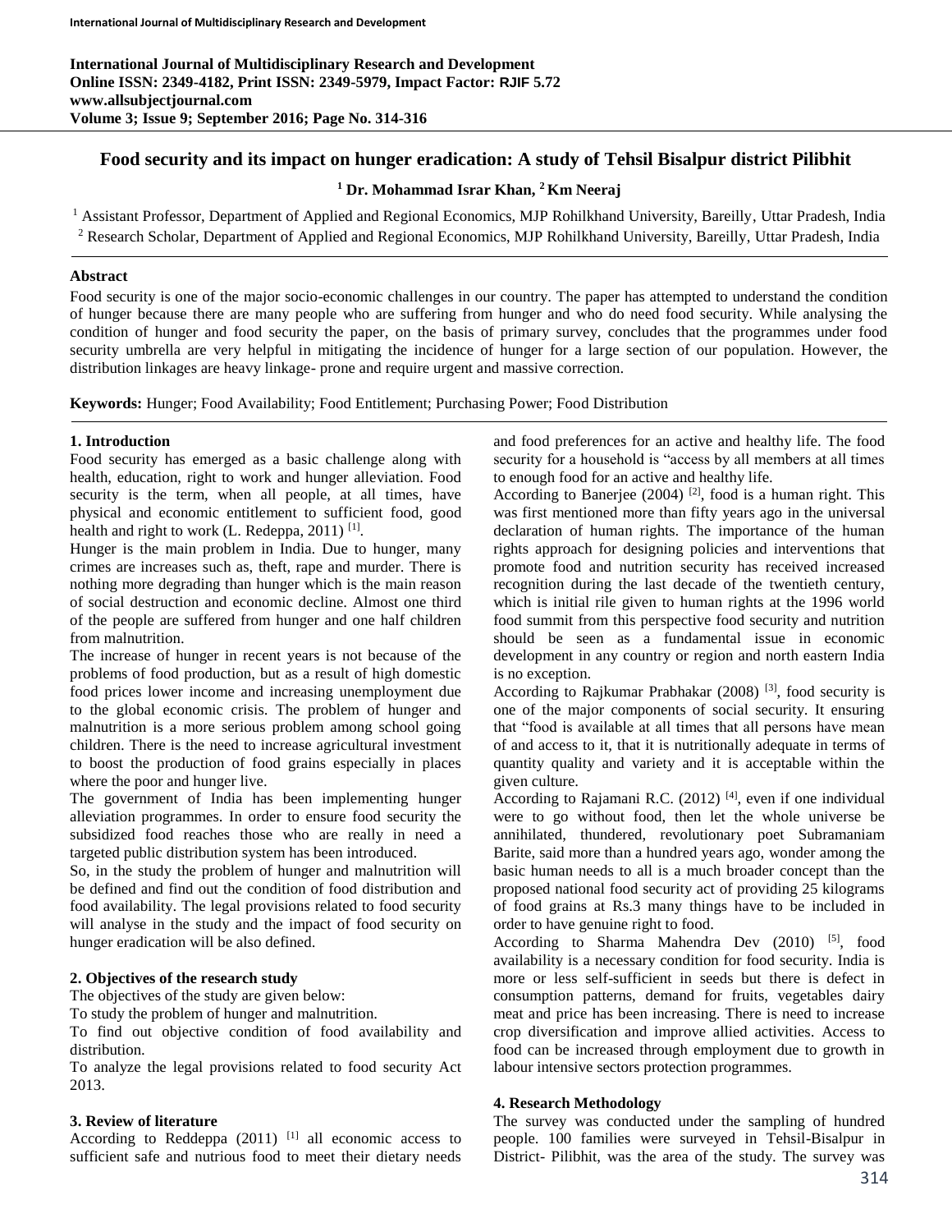International Journal of Multidisciplinary Research and Development
Online ISSN: 2349-4182, Print ISSN: 2349-5979, Impact Factor: RJIF 5.72
www.allsubjectjournal.com
Volume 3; Issue 9; September 2016; Page No. 314-316

# Food security and its impact on hunger eradication: A study of Tehsil Bisalpur district Pilibhit

**[1] Dr. Mohammad Israr Khan, [2] Km Neeraj**

[1] Assistant Professor, Department of Applied and Regional Economics, MJP Rohilkhand University, Bareilly, Uttar Pradesh, India
[2] Research Scholar, Department of Applied and Regional Economics, MJP Rohilkhand University, Bareilly, Uttar Pradesh, India

## Abstract

Food security is one of the major socio-economic challenges in our country. The paper has attempted to understand the condition of hunger because there are many people who are suffering from hunger and who do need food security. While analysing the condition of hunger and food security the paper, on the basis of primary survey, concludes that the programmes under food security umbrella are very helpful in mitigating the incidence of hunger for a large section of our population. However, the distribution linkages are heavy linkage- prone and require urgent and massive correction.

**Keywords:** Hunger; Food Availability; Food Entitlement; Purchasing Power; Food Distribution

## 1. Introduction

Food security has emerged as a basic challenge along with health, education, right to work and hunger alleviation. Food security is the term, when all people, at all times, have physical and economic entitlement to sufficient food, good health and right to work (L. Redeppa, 2011) [1].

Hunger is the main problem in India. Due to hunger, many crimes are increases such as, theft, rape and murder. There is nothing more degrading than hunger which is the main reason of social destruction and economic decline. Almost one third of the people are suffered from hunger and one half children from malnutrition.

The increase of hunger in recent years is not because of the problems of food production, but as a result of high domestic food prices lower income and increasing unemployment due to the global economic crisis. The problem of hunger and malnutrition is a more serious problem among school going children. There is the need to increase agricultural investment to boost the production of food grains especially in places where the poor and hunger live.

The government of India has been implementing hunger alleviation programmes. In order to ensure food security the subsidized food reaches those who are really in need a targeted public distribution system has been introduced.

So, in the study the problem of hunger and malnutrition will be defined and find out the condition of food distribution and food availability. The legal provisions related to food security will analyse in the study and the impact of food security on hunger eradication will be also defined.

## 2. Objectives of the research study

The objectives of the study are given below:

To study the problem of hunger and malnutrition.

To find out objective condition of food availability and distribution.

To analyze the legal provisions related to food security Act 2013.

## 3. Review of literature

According to Reddeppa (2011) [1] all economic access to sufficient safe and nutrious food to meet their dietary needs and food preferences for an active and healthy life. The food security for a household is "access by all members at all times to enough food for an active and healthy life.

According to Banerjee (2004) [2], food is a human right. This was first mentioned more than fifty years ago in the universal declaration of human rights. The importance of the human rights approach for designing policies and interventions that promote food and nutrition security has received increased recognition during the last decade of the twentieth century, which is initial rile given to human rights at the 1996 world food summit from this perspective food security and nutrition should be seen as a fundamental issue in economic development in any country or region and north eastern India is no exception.

According to Rajkumar Prabhakar (2008) [3], food security is one of the major components of social security. It ensuring that "food is available at all times that all persons have mean of and access to it, that it is nutritionally adequate in terms of quantity quality and variety and it is acceptable within the given culture.

According to Rajamani R.C. (2012) [4], even if one individual were to go without food, then let the whole universe be annihilated, thundered, revolutionary poet Subramaniam Barite, said more than a hundred years ago, wonder among the basic human needs to all is a much broader concept than the proposed national food security act of providing 25 kilograms of food grains at Rs.3 many things have to be included in order to have genuine right to food.

According to Sharma Mahendra Dev (2010) [5], food availability is a necessary condition for food security. India is more or less self-sufficient in seeds but there is defect in consumption patterns, demand for fruits, vegetables dairy meat and price has been increasing. There is need to increase crop diversification and improve allied activities. Access to food can be increased through employment due to growth in labour intensive sectors protection programmes.

## 4. Research Methodology

The survey was conducted under the sampling of hundred people. 100 families were surveyed in Tehsil-Bisalpur in District- Pilibhit, was the area of the study. The survey was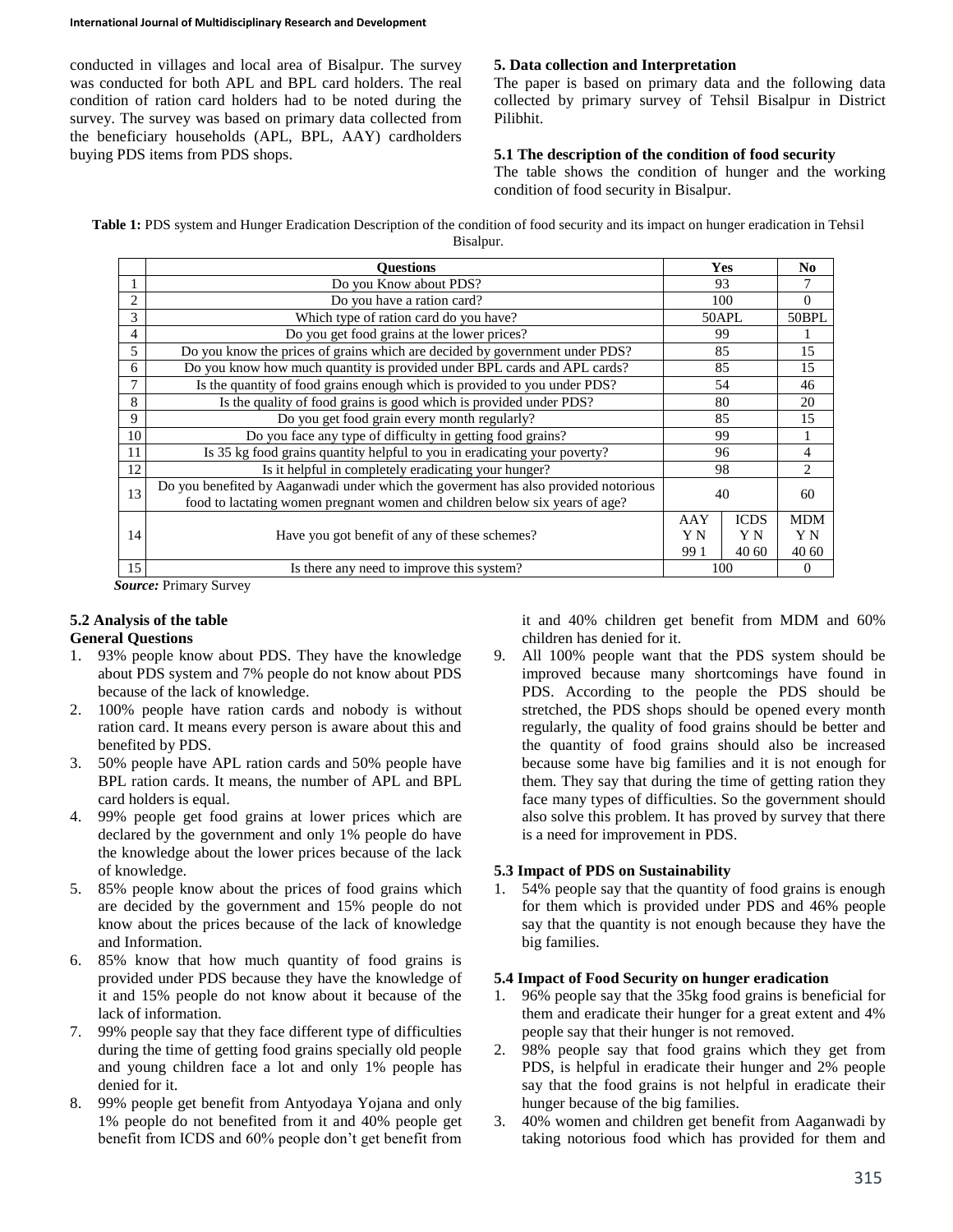conducted in villages and local area of Bisalpur. The survey was conducted for both APL and BPL card holders. The real condition of ration card holders had to be noted during the survey. The survey was based on primary data collected from the beneficiary households (APL, BPL, AAY) cardholders buying PDS items from PDS shops.

## 5. Data collection and Interpretation

The paper is based on primary data and the following data collected by primary survey of Tehsil Bisalpur in District Pilibhit.

### 5.1 The description of the condition of food security

The table shows the condition of hunger and the working condition of food security in Bisalpur.

**Table 1:** PDS system and Hunger Eradication Description of the condition of food security and its impact on hunger eradication in Tehsil Bisalpur.

| | Questions | Yes | | No |
|---|---|---|---|---|
| 1 | Do you Know about PDS? | 93 | | 7 |
| 2 | Do you have a ration card? | 100 | | 0 |
| 3 | Which type of ration card do you have? | 50APL | | 50BPL |
| 4 | Do you get food grains at the lower prices? | 99 | | 1 |
| 5 | Do you know the prices of grains which are decided by government under PDS? | 85 | | 15 |
| 6 | Do you know how much quantity is provided under BPL cards and APL cards? | 85 | | 15 |
| 7 | Is the quantity of food grains enough which is provided to you under PDS? | 54 | | 46 |
| 8 | Is the quality of food grains is good which is provided under PDS? | 80 | | 20 |
| 9 | Do you get food grain every month regularly? | 85 | | 15 |
| 10 | Do you face any type of difficulty in getting food grains? | 99 | | 1 |
| 11 | Is 35 kg food grains quantity helpful to you in eradicating your poverty? | 96 | | 4 |
| 12 | Is it helpful in completely eradicating your hunger? | 98 | | 2 |
| 13 | Do you benefited by Aaganwadi under which the goverment has also provided notorious food to lactating women pregnant women and children below six years of age? | 40 | | 60 |
| 14 | Have you got benefit of any of these schemes? | AAY<br>Y N<br>99 1 | ICDS<br>Y N<br>40 60 | MDM<br>Y N<br>40 60 |
| 15 | Is there any need to improve this system? | 100 | | 0 |

*Source:* Primary Survey

### 5.2 Analysis of the table

**General Questions**

1. 93% people know about PDS. They have the knowledge about PDS system and 7% people do not know about PDS because of the lack of knowledge.
2. 100% people have ration cards and nobody is without ration card. It means every person is aware about this and benefited by PDS.
3. 50% people have APL ration cards and 50% people have BPL ration cards. It means, the number of APL and BPL card holders is equal.
4. 99% people get food grains at lower prices which are declared by the government and only 1% people do have the knowledge about the lower prices because of the lack of knowledge.
5. 85% people know about the prices of food grains which are decided by the government and 15% people do not know about the prices because of the lack of knowledge and Information.
6. 85% know that how much quantity of food grains is provided under PDS because they have the knowledge of it and 15% people do not know about it because of the lack of information.
7. 99% people say that they face different type of difficulties during the time of getting food grains specially old people and young children face a lot and only 1% people has denied for it.
8. 99% people get benefit from Antyodaya Yojana and only 1% people do not benefited from it and 40% people get benefit from ICDS and 60% people don't get benefit from it and 40% children get benefit from MDM and 60% children has denied for it.
9. All 100% people want that the PDS system should be improved because many shortcomings have found in PDS. According to the people the PDS should be stretched, the PDS shops should be opened every month regularly, the quality of food grains should be better and the quantity of food grains should also be increased because some have big families and it is not enough for them. They say that during the time of getting ration they face many types of difficulties. So the government should also solve this problem. It has proved by survey that there is a need for improvement in PDS.

### 5.3 Impact of PDS on Sustainability

1. 54% people say that the quantity of food grains is enough for them which is provided under PDS and 46% people say that the quantity is not enough because they have the big families.

### 5.4 Impact of Food Security on hunger eradication

1. 96% people say that the 35kg food grains is beneficial for them and eradicate their hunger for a great extent and 4% people say that their hunger is not removed.
2. 98% people say that food grains which they get from PDS, is helpful in eradicate their hunger and 2% people say that the food grains is not helpful in eradicate their hunger because of the big families.
3. 40% women and children get benefit from Aaganwadi by taking notorious food which has provided for them and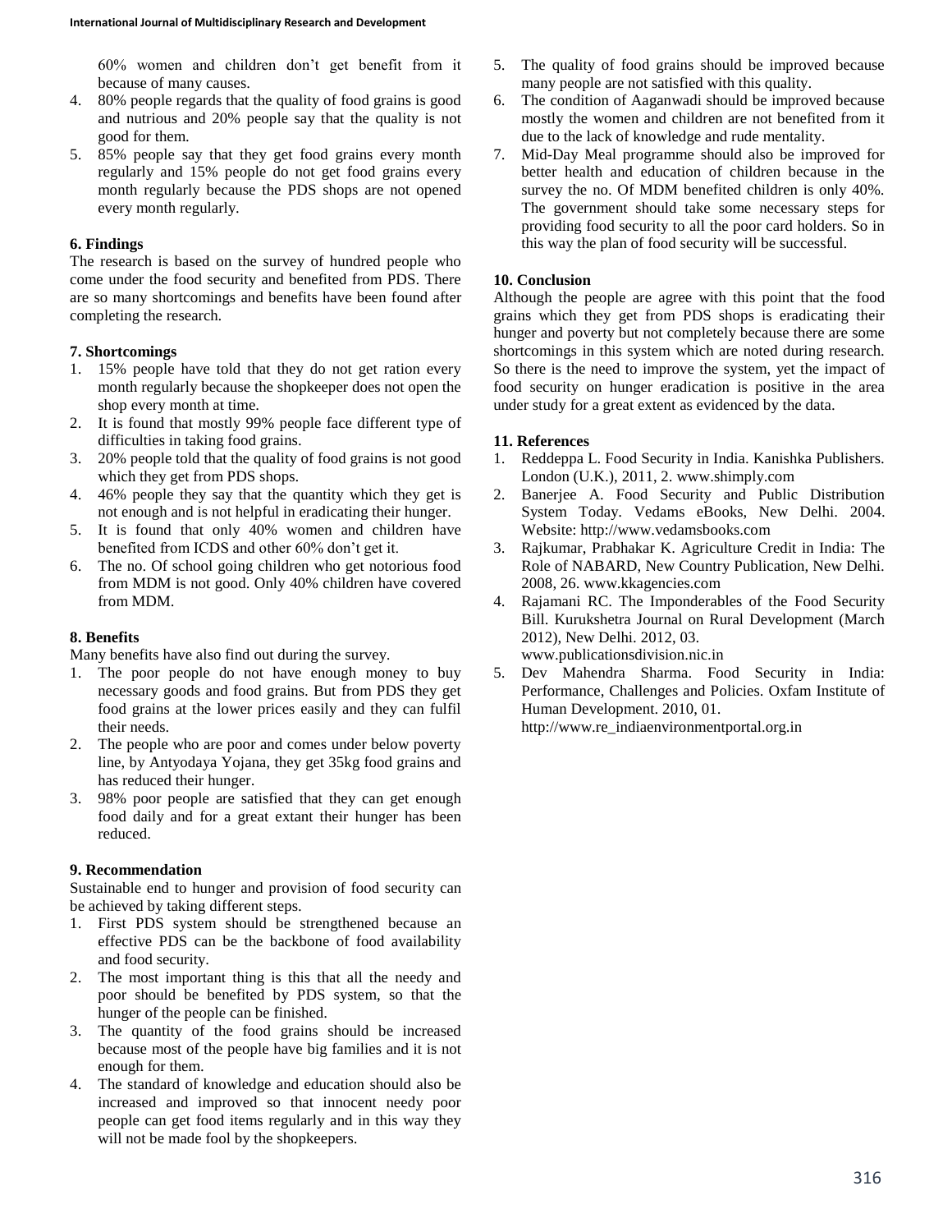60% women and children don't get benefit from it because of many causes.

4. 80% people regards that the quality of food grains is good and nutrious and 20% people say that the quality is not good for them.
5. 85% people say that they get food grains every month regularly and 15% people do not get food grains every month regularly because the PDS shops are not opened every month regularly.

### 6. Findings

The research is based on the survey of hundred people who come under the food security and benefited from PDS. There are so many shortcomings and benefits have been found after completing the research.

### 7. Shortcomings

1. 15% people have told that they do not get ration every month regularly because the shopkeeper does not open the shop every month at time.
2. It is found that mostly 99% people face different type of difficulties in taking food grains.
3. 20% people told that the quality of food grains is not good which they get from PDS shops.
4. 46% people they say that the quantity which they get is not enough and is not helpful in eradicating their hunger.
5. It is found that only 40% women and children have benefited from ICDS and other 60% don't get it.
6. The no. Of school going children who get notorious food from MDM is not good. Only 40% children have covered from MDM.

### 8. Benefits

Many benefits have also find out during the survey.

1. The poor people do not have enough money to buy necessary goods and food grains. But from PDS they get food grains at the lower prices easily and they can fulfil their needs.
2. The people who are poor and comes under below poverty line, by Antyodaya Yojana, they get 35kg food grains and has reduced their hunger.
3. 98% poor people are satisfied that they can get enough food daily and for a great extant their hunger has been reduced.

### 9. Recommendation

Sustainable end to hunger and provision of food security can be achieved by taking different steps.

1. First PDS system should be strengthened because an effective PDS can be the backbone of food availability and food security.
2. The most important thing is this that all the needy and poor should be benefited by PDS system, so that the hunger of the people can be finished.
3. The quantity of the food grains should be increased because most of the people have big families and it is not enough for them.
4. The standard of knowledge and education should also be increased and improved so that innocent needy poor people can get food items regularly and in this way they will not be made fool by the shopkeepers.
5. The quality of food grains should be improved because many people are not satisfied with this quality.
6. The condition of Aaganwadi should be improved because mostly the women and children are not benefited from it due to the lack of knowledge and rude mentality.
7. Mid-Day Meal programme should also be improved for better health and education of children because in the survey the no. Of MDM benefited children is only 40%. The government should take some necessary steps for providing food security to all the poor card holders. So in this way the plan of food security will be successful.

### 10. Conclusion

Although the people are agree with this point that the food grains which they get from PDS shops is eradicating their hunger and poverty but not completely because there are some shortcomings in this system which are noted during research. So there is the need to improve the system, yet the impact of food security on hunger eradication is positive in the area under study for a great extent as evidenced by the data.

### 11. References

1. Reddeppa L. Food Security in India. Kanishka Publishers. London (U.K.), 2011, 2. www.shimply.com
2. Banerjee A. Food Security and Public Distribution System Today. Vedams eBooks, New Delhi. 2004. Website: http://www.vedamsbooks.com
3. Rajkumar, Prabhakar K. Agriculture Credit in India: The Role of NABARD, New Country Publication, New Delhi. 2008, 26. www.kkagencies.com
4. Rajamani RC. The Imponderables of the Food Security Bill. Kurukshetra Journal on Rural Development (March 2012), New Delhi. 2012, 03. www.publicationsdivision.nic.in
5. Dev Mahendra Sharma. Food Security in India: Performance, Challenges and Policies. Oxfam Institute of Human Development. 2010, 01. http://www.re_indiaenvironmentportal.org.in